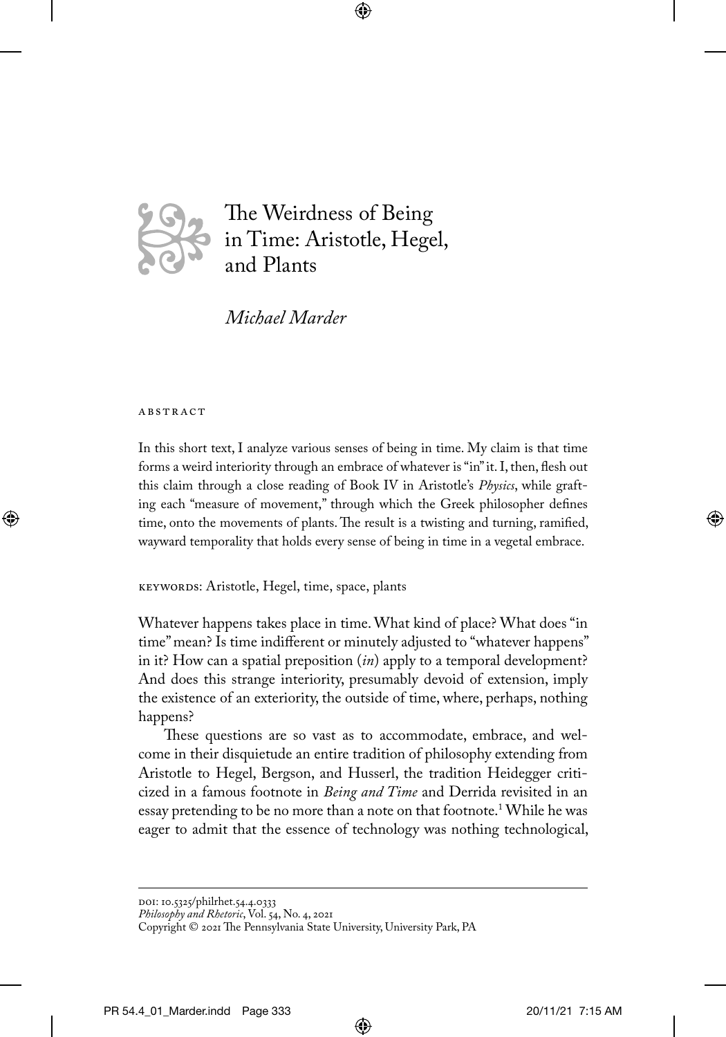# The Weirdness of Being in Time: Aristotle, Hegel, and Plants

*Michael Marder*

ABSTRACT

In this short text, I analyze various senses of being in time. My claim is that time forms a weird interiority through an embrace of whatever is "in" it. I, then, flesh out this claim through a close reading of Book IV in Aristotle's *Physics*, while grafting each "measure of movement," through which the Greek philosopher defines time, onto the movements of plants. The result is a twisting and turning, ramified, wayward temporality that holds every sense of being in time in a vegetal embrace.

KEYWORDS: Aristotle, Hegel, time, space, plants

Whatever happens takes place in time. What kind of place? What does "in time" mean? Is time indifferent or minutely adjusted to "whatever happens" in it? How can a spatial preposition (*in*) apply to a temporal development? And does this strange interiority, presumably devoid of extension, imply the existence of an exteriority, the outside of time, where, perhaps, nothing happens?

These questions are so vast as to accommodate, embrace, and welcome in their disquietude an entire tradition of philosophy extending from Aristotle to Hegel, Bergson, and Husserl, the tradition Heidegger criticized in a famous footnote in *Being and Time* and Derrida revisited in an essay pretending to be no more than a note on that footnote.[1] While he was eager to admit that the essence of technology was nothing technological,

DOI: 10.5325/philrhet.54.4.0333
*Philosophy and Rhetoric*, Vol. 54, No. 4, 2021
Copyright © 2021 The Pennsylvania State University, University Park, PA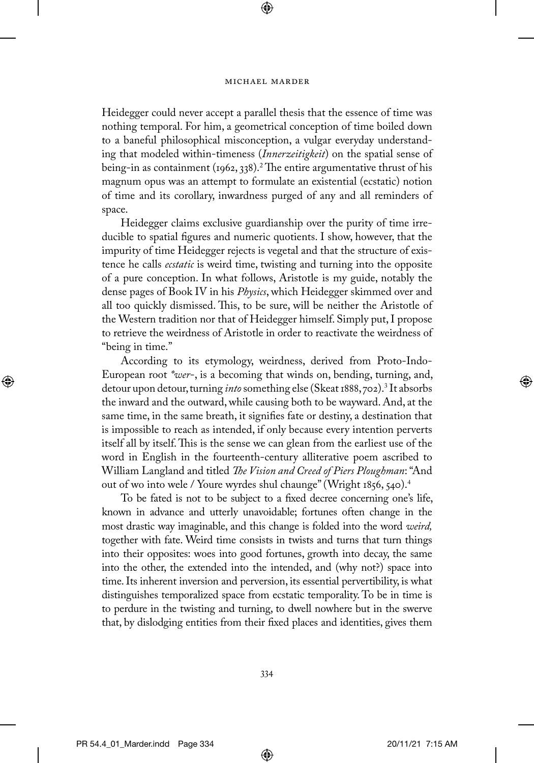Heidegger could never accept a parallel thesis that the essence of time was nothing temporal. For him, a geometrical conception of time boiled down to a baneful philosophical misconception, a vulgar everyday understanding that modeled within-timeness (*Innerzeitigkeit*) on the spatial sense of being-in as containment (1962, 338).[2] The entire argumentative thrust of his magnum opus was an attempt to formulate an existential (ecstatic) notion of time and its corollary, inwardness purged of any and all reminders of space.

Heidegger claims exclusive guardianship over the purity of time irreducible to spatial figures and numeric quotients. I show, however, that the impurity of time Heidegger rejects is vegetal and that the structure of existence he calls *ecstatic* is weird time, twisting and turning into the opposite of a pure conception. In what follows, Aristotle is my guide, notably the dense pages of Book IV in his *Physics*, which Heidegger skimmed over and all too quickly dismissed. This, to be sure, will be neither the Aristotle of the Western tradition nor that of Heidegger himself. Simply put, I propose to retrieve the weirdness of Aristotle in order to reactivate the weirdness of "being in time."

According to its etymology, weirdness, derived from Proto-Indo-European root *\*wer-*, is a becoming that winds on, bending, turning, and, detour upon detour, turning *into* something else (Skeat 1888, 702).[3] It absorbs the inward and the outward, while causing both to be wayward. And, at the same time, in the same breath, it signifies fate or destiny, a destination that is impossible to reach as intended, if only because every intention perverts itself all by itself. This is the sense we can glean from the earliest use of the word in English in the fourteenth-century alliterative poem ascribed to William Langland and titled *The Vision and Creed of Piers Ploughman*: "And out of wo into wele / Youre wyrdes shul chaunge" (Wright 1856, 540).[4]

To be fated is not to be subject to a fixed decree concerning one's life, known in advance and utterly unavoidable; fortunes often change in the most drastic way imaginable, and this change is folded into the word *weird,* together with fate. Weird time consists in twists and turns that turn things into their opposites: woes into good fortunes, growth into decay, the same into the other, the extended into the intended, and (why not?) space into time. Its inherent inversion and perversion, its essential pervertibility, is what distinguishes temporalized space from ecstatic temporality. To be in time is to perdure in the twisting and turning, to dwell nowhere but in the swerve that, by dislodging entities from their fixed places and identities, gives them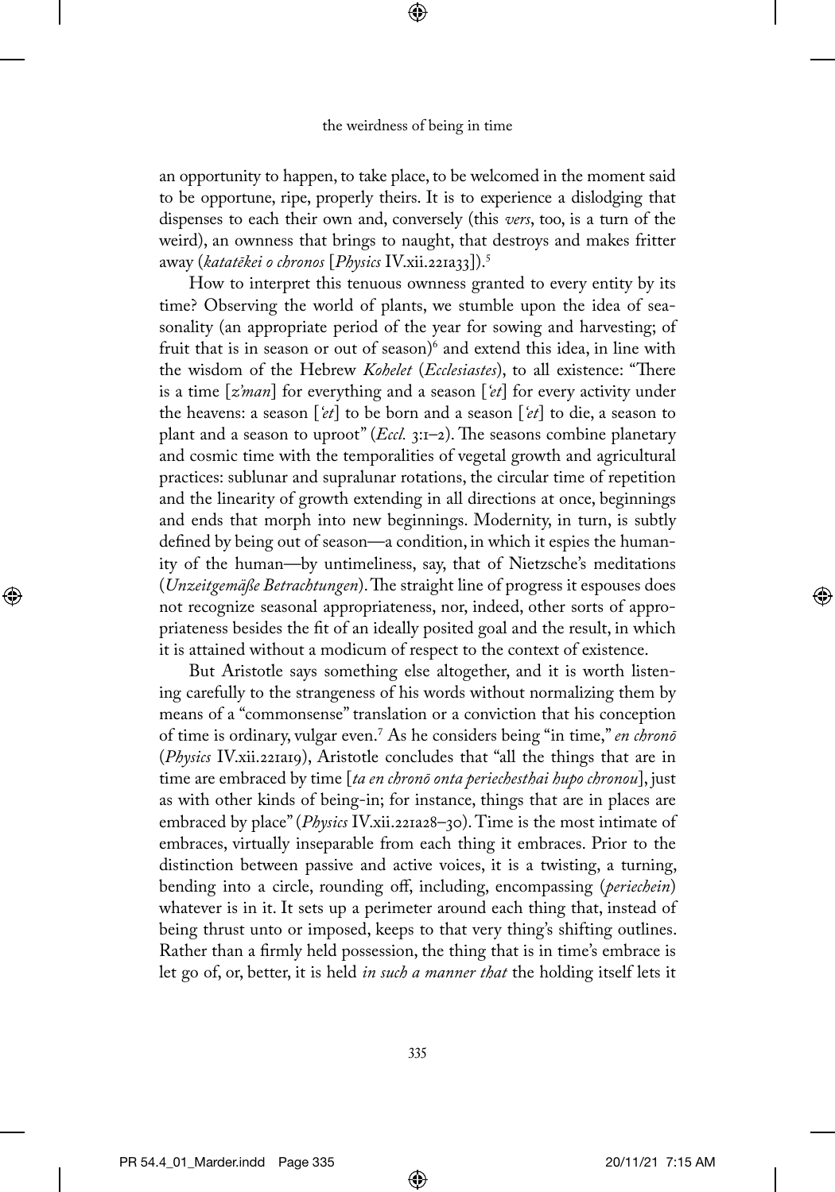an opportunity to happen, to take place, to be welcomed in the moment said to be opportune, ripe, properly theirs. It is to experience a dislodging that dispenses to each their own and, conversely (this *vers*, too, is a turn of the weird), an ownness that brings to naught, that destroys and makes fritter away (*katatēkei o chronos* [*Physics* IV.xii.221a33]).[5]

How to interpret this tenuous ownness granted to every entity by its time? Observing the world of plants, we stumble upon the idea of seasonality (an appropriate period of the year for sowing and harvesting; of fruit that is in season or out of season)[6] and extend this idea, in line with the wisdom of the Hebrew *Kohelet* (*Ecclesiastes*), to all existence: "There is a time [*z'man*] for everything and a season [*'et*] for every activity under the heavens: a season [*'et*] to be born and a season [*'et*] to die, a season to plant and a season to uproot" (*Eccl.* 3:1–2). The seasons combine planetary and cosmic time with the temporalities of vegetal growth and agricultural practices: sublunar and supralunar rotations, the circular time of repetition and the linearity of growth extending in all directions at once, beginnings and ends that morph into new beginnings. Modernity, in turn, is subtly defined by being out of season—a condition, in which it espies the humanity of the human—by untimeliness, say, that of Nietzsche's meditations (*Unzeitgemäße Betrachtungen*). The straight line of progress it espouses does not recognize seasonal appropriateness, nor, indeed, other sorts of appropriateness besides the fit of an ideally posited goal and the result, in which it is attained without a modicum of respect to the context of existence.

But Aristotle says something else altogether, and it is worth listening carefully to the strangeness of his words without normalizing them by means of a "commonsense" translation or a conviction that his conception of time is ordinary, vulgar even.[7] As he considers being "in time," *en chronō* (*Physics* IV.xii.221a19), Aristotle concludes that "all the things that are in time are embraced by time [*ta en chronō onta periechesthai hupo chronou*], just as with other kinds of being-in; for instance, things that are in places are embraced by place" (*Physics* IV.xii.221a28–30). Time is the most intimate of embraces, virtually inseparable from each thing it embraces. Prior to the distinction between passive and active voices, it is a twisting, a turning, bending into a circle, rounding off, including, encompassing (*periechein*) whatever is in it. It sets up a perimeter around each thing that, instead of being thrust unto or imposed, keeps to that very thing's shifting outlines. Rather than a firmly held possession, the thing that is in time's embrace is let go of, or, better, it is held *in such a manner that* the holding itself lets it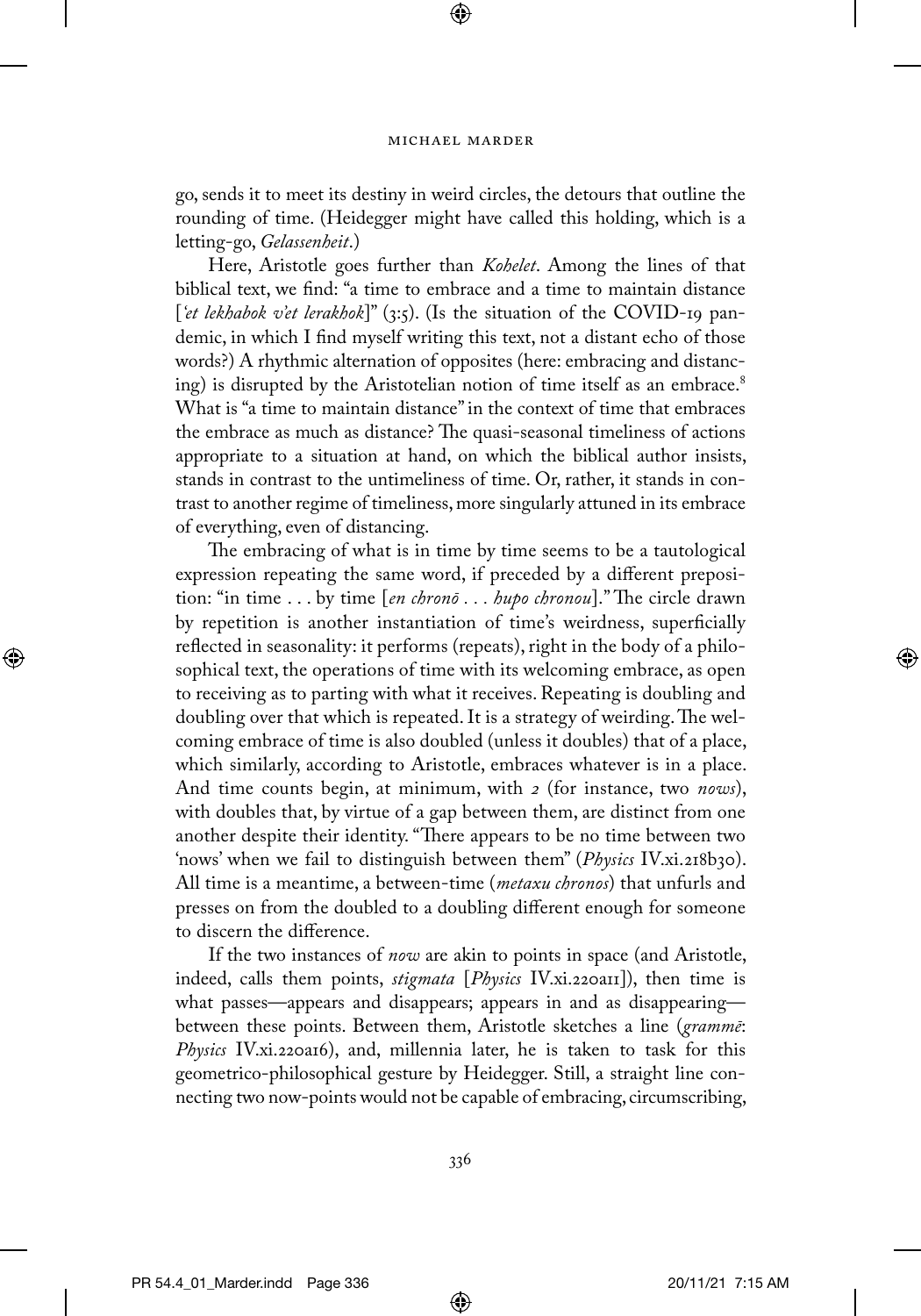go, sends it to meet its destiny in weird circles, the detours that outline the rounding of time. (Heidegger might have called this holding, which is a letting-go, *Gelassenheit*.)

Here, Aristotle goes further than *Kohelet*. Among the lines of that biblical text, we find: "a time to embrace and a time to maintain distance [*'et lekhabok v'et lerakhok*]" (3:5). (Is the situation of the COVID-19 pandemic, in which I find myself writing this text, not a distant echo of those words?) A rhythmic alternation of opposites (here: embracing and distancing) is disrupted by the Aristotelian notion of time itself as an embrace.[8] What is "a time to maintain distance" in the context of time that embraces the embrace as much as distance? The quasi-seasonal timeliness of actions appropriate to a situation at hand, on which the biblical author insists, stands in contrast to the untimeliness of time. Or, rather, it stands in contrast to another regime of timeliness, more singularly attuned in its embrace of everything, even of distancing.

The embracing of what is in time by time seems to be a tautological expression repeating the same word, if preceded by a different preposition: "in time . . . by time [*en chronō . . . hupo chronou*]." The circle drawn by repetition is another instantiation of time's weirdness, superficially reflected in seasonality: it performs (repeats), right in the body of a philosophical text, the operations of time with its welcoming embrace, as open to receiving as to parting with what it receives. Repeating is doubling and doubling over that which is repeated. It is a strategy of weirding. The welcoming embrace of time is also doubled (unless it doubles) that of a place, which similarly, according to Aristotle, embraces whatever is in a place. And time counts begin, at minimum, with *2* (for instance, two *nows*), with doubles that, by virtue of a gap between them, are distinct from one another despite their identity. "There appears to be no time between two 'nows' when we fail to distinguish between them" (*Physics* IV.xi.218b30). All time is a meantime, a between-time (*metaxu chronos*) that unfurls and presses on from the doubled to a doubling different enough for someone to discern the difference.

If the two instances of *now* are akin to points in space (and Aristotle, indeed, calls them points, *stigmata* [*Physics* IV.xi.220a11]), then time is what passes—appears and disappears; appears in and as disappearing—between these points. Between them, Aristotle sketches a line (*grammē*: *Physics* IV.xi.220a16), and, millennia later, he is taken to task for this geometrico-philosophical gesture by Heidegger. Still, a straight line connecting two now-points would not be capable of embracing, circumscribing,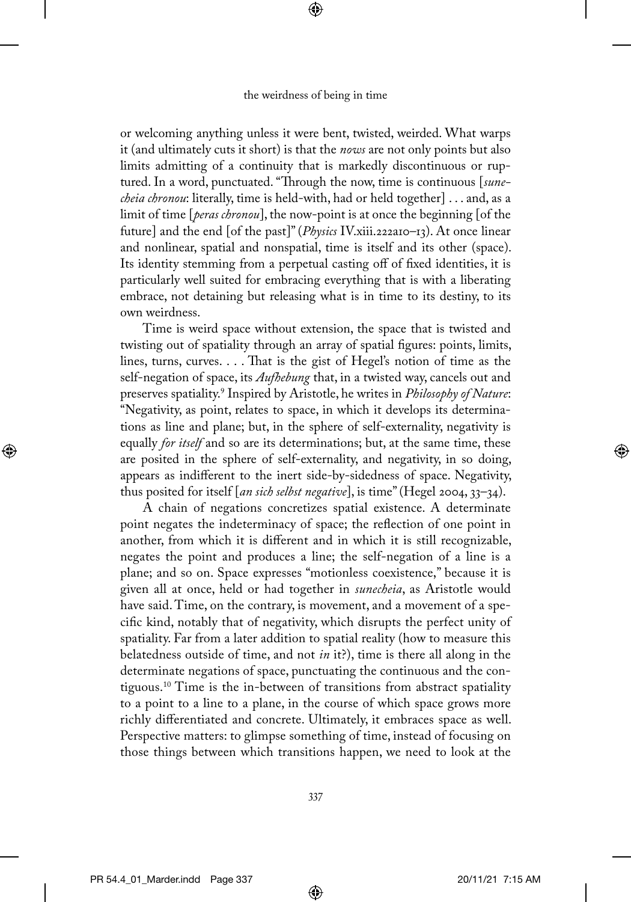or welcoming anything unless it were bent, twisted, weirded. What warps it (and ultimately cuts it short) is that the *nows* are not only points but also limits admitting of a continuity that is markedly discontinuous or ruptured. In a word, punctuated. "Through the now, time is continuous [*sunecheia chronou*: literally, time is held-with, had or held together] . . . and, as a limit of time [*peras chronou*], the now-point is at once the beginning [of the future] and the end [of the past]" (*Physics* IV.xiii.222a10–13). At once linear and nonlinear, spatial and nonspatial, time is itself and its other (space). Its identity stemming from a perpetual casting off of fixed identities, it is particularly well suited for embracing everything that is with a liberating embrace, not detaining but releasing what is in time to its destiny, to its own weirdness.

Time is weird space without extension, the space that is twisted and twisting out of spatiality through an array of spatial figures: points, limits, lines, turns, curves. . . . That is the gist of Hegel's notion of time as the self-negation of space, its *Aufhebung* that, in a twisted way, cancels out and preserves spatiality.[9] Inspired by Aristotle, he writes in *Philosophy of Nature*: "Negativity, as point, relates to space, in which it develops its determinations as line and plane; but, in the sphere of self-externality, negativity is equally *for itself* and so are its determinations; but, at the same time, these are posited in the sphere of self-externality, and negativity, in so doing, appears as indifferent to the inert side-by-sidedness of space. Negativity, thus posited for itself [*an sich selbst negative*], is time" (Hegel 2004, 33–34).

A chain of negations concretizes spatial existence. A determinate point negates the indeterminacy of space; the reflection of one point in another, from which it is different and in which it is still recognizable, negates the point and produces a line; the self-negation of a line is a plane; and so on. Space expresses "motionless coexistence," because it is given all at once, held or had together in *sunecheia*, as Aristotle would have said. Time, on the contrary, is movement, and a movement of a specific kind, notably that of negativity, which disrupts the perfect unity of spatiality. Far from a later addition to spatial reality (how to measure this belatedness outside of time, and not *in* it?), time is there all along in the determinate negations of space, punctuating the continuous and the contiguous.[10] Time is the in-between of transitions from abstract spatiality to a point to a line to a plane, in the course of which space grows more richly differentiated and concrete. Ultimately, it embraces space as well. Perspective matters: to glimpse something of time, instead of focusing on those things between which transitions happen, we need to look at the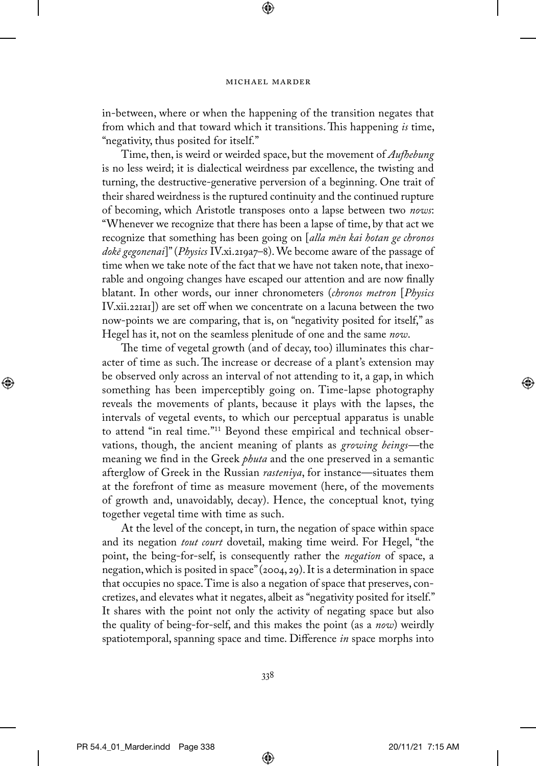in-between, where or when the happening of the transition negates that from which and that toward which it transitions. This happening *is* time, "negativity, thus posited for itself."

Time, then, is weird or weirded space, but the movement of *Aufhebung* is no less weird; it is dialectical weirdness par excellence, the twisting and turning, the destructive-generative perversion of a beginning. One trait of their shared weirdness is the ruptured continuity and the continued rupture of becoming, which Aristotle transposes onto a lapse between two *nows*: "Whenever we recognize that there has been a lapse of time, by that act we recognize that something has been going on [*alla mēn kai hotan ge chronos dokē gegonenai*]" (*Physics* IV.xi.219a7–8). We become aware of the passage of time when we take note of the fact that we have not taken note, that inexorable and ongoing changes have escaped our attention and are now finally blatant. In other words, our inner chronometers (*chronos metron* [*Physics* IV.xii.221a1]) are set off when we concentrate on a lacuna between the two now-points we are comparing, that is, on "negativity posited for itself," as Hegel has it, not on the seamless plenitude of one and the same *now*.

The time of vegetal growth (and of decay, too) illuminates this character of time as such. The increase or decrease of a plant's extension may be observed only across an interval of not attending to it, a gap, in which something has been imperceptibly going on. Time-lapse photography reveals the movements of plants, because it plays with the lapses, the intervals of vegetal events, to which our perceptual apparatus is unable to attend "in real time."[11] Beyond these empirical and technical observations, though, the ancient meaning of plants as *growing beings*—the meaning we find in the Greek *phuta* and the one preserved in a semantic afterglow of Greek in the Russian *rasteniya*, for instance—situates them at the forefront of time as measure movement (here, of the movements of growth and, unavoidably, decay). Hence, the conceptual knot, tying together vegetal time with time as such.

At the level of the concept, in turn, the negation of space within space and its negation *tout court* dovetail, making time weird. For Hegel, "the point, the being-for-self, is consequently rather the *negation* of space, a negation, which is posited in space" (2004, 29). It is a determination in space that occupies no space. Time is also a negation of space that preserves, concretizes, and elevates what it negates, albeit as "negativity posited for itself." It shares with the point not only the activity of negating space but also the quality of being-for-self, and this makes the point (as a *now*) weirdly spatiotemporal, spanning space and time. Difference *in* space morphs into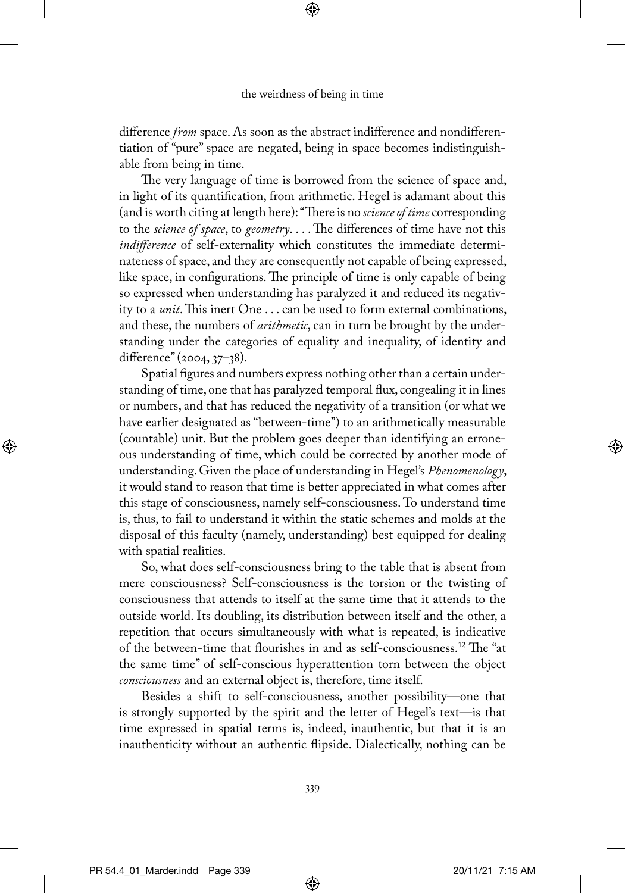difference *from* space. As soon as the abstract indifference and nondifferentiation of "pure" space are negated, being in space becomes indistinguishable from being in time.

The very language of time is borrowed from the science of space and, in light of its quantification, from arithmetic. Hegel is adamant about this (and is worth citing at length here): "There is no *science of time* corresponding to the *science of space*, to *geometry*. . . . The differences of time have not this *indifference* of self-externality which constitutes the immediate determinateness of space, and they are consequently not capable of being expressed, like space, in configurations. The principle of time is only capable of being so expressed when understanding has paralyzed it and reduced its negativity to a *unit*. This inert One . . . can be used to form external combinations, and these, the numbers of *arithmetic*, can in turn be brought by the understanding under the categories of equality and inequality, of identity and difference" (2004, 37–38).

Spatial figures and numbers express nothing other than a certain understanding of time, one that has paralyzed temporal flux, congealing it in lines or numbers, and that has reduced the negativity of a transition (or what we have earlier designated as "between-time") to an arithmetically measurable (countable) unit. But the problem goes deeper than identifying an erroneous understanding of time, which could be corrected by another mode of understanding. Given the place of understanding in Hegel's *Phenomenology*, it would stand to reason that time is better appreciated in what comes after this stage of consciousness, namely self-consciousness. To understand time is, thus, to fail to understand it within the static schemes and molds at the disposal of this faculty (namely, understanding) best equipped for dealing with spatial realities.

So, what does self-consciousness bring to the table that is absent from mere consciousness? Self-consciousness is the torsion or the twisting of consciousness that attends to itself at the same time that it attends to the outside world. Its doubling, its distribution between itself and the other, a repetition that occurs simultaneously with what is repeated, is indicative of the between-time that flourishes in and as self-consciousness.[12] The "at the same time" of self-conscious hyperattention torn between the object *consciousness* and an external object is, therefore, time itself.

Besides a shift to self-consciousness, another possibility—one that is strongly supported by the spirit and the letter of Hegel's text—is that time expressed in spatial terms is, indeed, inauthentic, but that it is an inauthenticity without an authentic flipside. Dialectically, nothing can be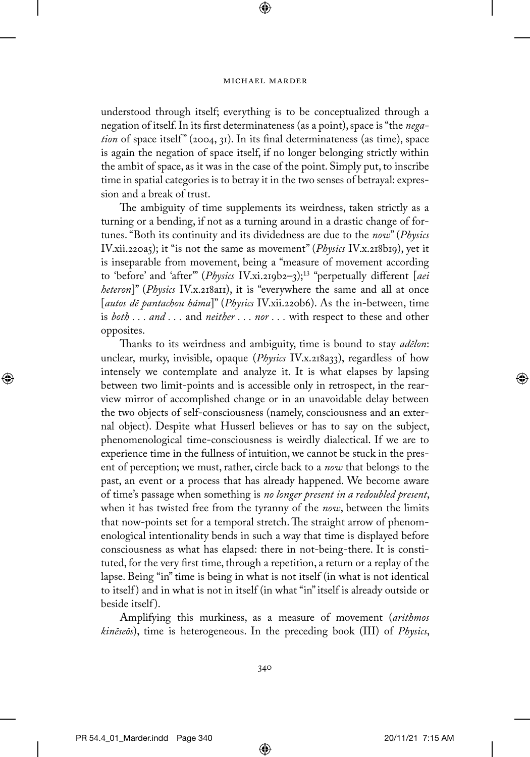understood through itself; everything is to be conceptualized through a negation of itself. In its first determinateness (as a point), space is "the *negation* of space itself" (2004, 31). In its final determinateness (as time), space is again the negation of space itself, if no longer belonging strictly within the ambit of space, as it was in the case of the point. Simply put, to inscribe time in spatial categories is to betray it in the two senses of betrayal: expression and a break of trust.

The ambiguity of time supplements its weirdness, taken strictly as a turning or a bending, if not as a turning around in a drastic change of fortunes. "Both its continuity and its dividedness are due to the *now*" (*Physics* IV.xii.220a5); it "is not the same as movement" (*Physics* IV.x.218b19), yet it is inseparable from movement, being a "measure of movement according to 'before' and 'after'" (*Physics* IV.xi.219b2–3);[13] "perpetually different [*aei heteron*]" (*Physics* IV.x.218a11), it is "everywhere the same and all at once [*autos dē pantachou háma*]" (*Physics* IV.xii.220b6). As the in-between, time is *both . . . and . . .* and *neither . . . nor . . .* with respect to these and other opposites.

Thanks to its weirdness and ambiguity, time is bound to stay *adēlon*: unclear, murky, invisible, opaque (*Physics* IV.x.218a33), regardless of how intensely we contemplate and analyze it. It is what elapses by lapsing between two limit-points and is accessible only in retrospect, in the rear-view mirror of accomplished change or in an unavoidable delay between the two objects of self-consciousness (namely, consciousness and an external object). Despite what Husserl believes or has to say on the subject, phenomenological time-consciousness is weirdly dialectical. If we are to experience time in the fullness of intuition, we cannot be stuck in the present of perception; we must, rather, circle back to a *now* that belongs to the past, an event or a process that has already happened. We become aware of time's passage when something is *no longer present in a redoubled present*, when it has twisted free from the tyranny of the *now*, between the limits that now-points set for a temporal stretch. The straight arrow of phenomenological intentionality bends in such a way that time is displayed before consciousness as what has elapsed: there in not-being-there. It is constituted, for the very first time, through a repetition, a return or a replay of the lapse. Being "in" time is being in what is not itself (in what is not identical to itself) and in what is not in itself (in what "in" itself is already outside or beside itself).

Amplifying this murkiness, as a measure of movement (*arithmos kinēseōs*), time is heterogeneous. In the preceding book (III) of *Physics*,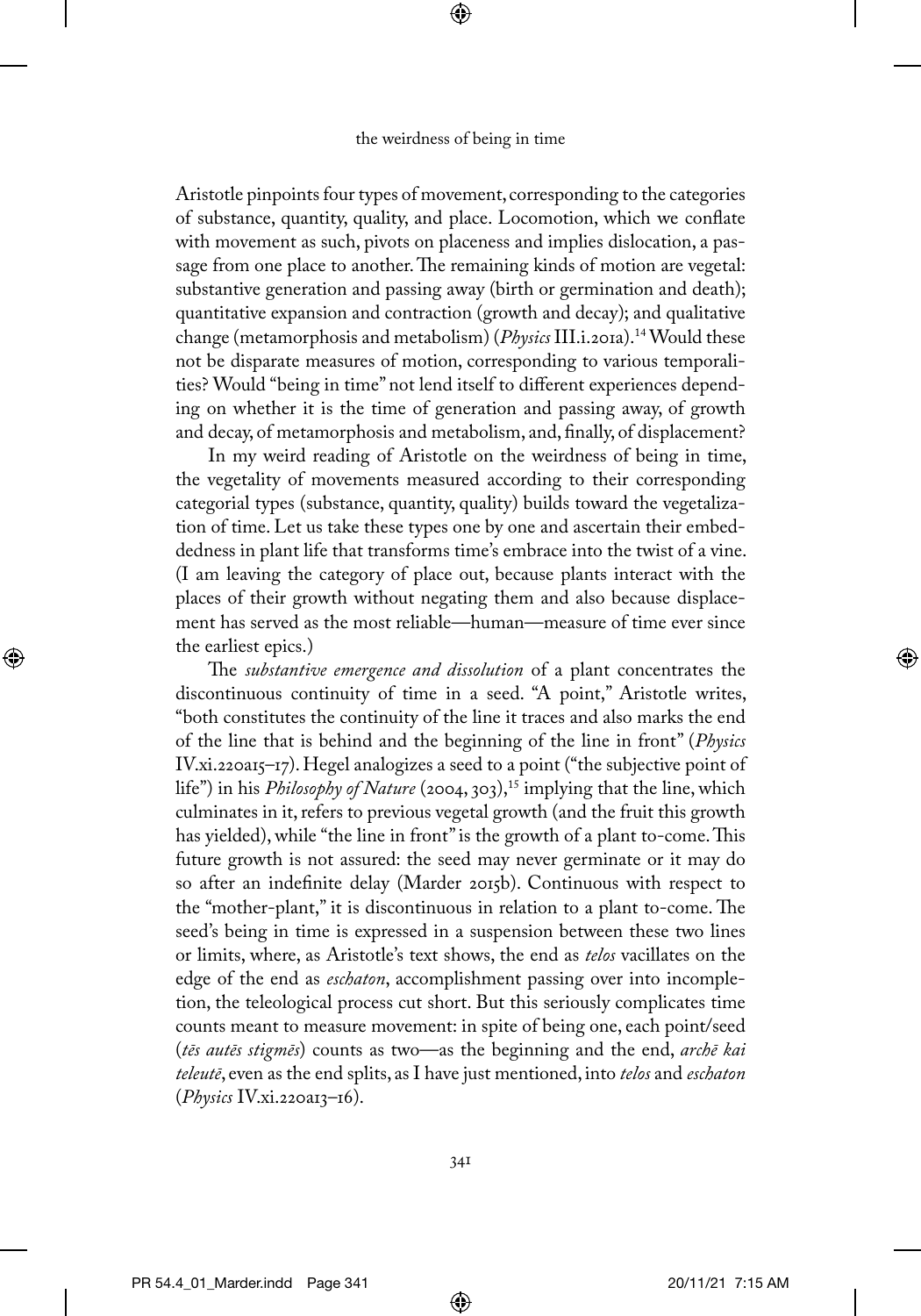Aristotle pinpoints four types of movement, corresponding to the categories of substance, quantity, quality, and place. Locomotion, which we conflate with movement as such, pivots on placeness and implies dislocation, a passage from one place to another. The remaining kinds of motion are vegetal: substantive generation and passing away (birth or germination and death); quantitative expansion and contraction (growth and decay); and qualitative change (metamorphosis and metabolism) (*Physics* III.i.201a).[14] Would these not be disparate measures of motion, corresponding to various temporalities? Would "being in time" not lend itself to different experiences depending on whether it is the time of generation and passing away, of growth and decay, of metamorphosis and metabolism, and, finally, of displacement?

In my weird reading of Aristotle on the weirdness of being in time, the vegetality of movements measured according to their corresponding categorial types (substance, quantity, quality) builds toward the vegetalization of time. Let us take these types one by one and ascertain their embeddedness in plant life that transforms time's embrace into the twist of a vine. (I am leaving the category of place out, because plants interact with the places of their growth without negating them and also because displacement has served as the most reliable—human—measure of time ever since the earliest epics.)

The *substantive emergence and dissolution* of a plant concentrates the discontinuous continuity of time in a seed. "A point," Aristotle writes, "both constitutes the continuity of the line it traces and also marks the end of the line that is behind and the beginning of the line in front" (*Physics* IV.xi.220a15–17). Hegel analogizes a seed to a point ("the subjective point of life") in his *Philosophy of Nature* (2004, 303),[15] implying that the line, which culminates in it, refers to previous vegetal growth (and the fruit this growth has yielded), while "the line in front" is the growth of a plant to-come. This future growth is not assured: the seed may never germinate or it may do so after an indefinite delay (Marder 2015b). Continuous with respect to the "mother-plant," it is discontinuous in relation to a plant to-come. The seed's being in time is expressed in a suspension between these two lines or limits, where, as Aristotle's text shows, the end as *telos* vacillates on the edge of the end as *eschaton*, accomplishment passing over into incompletion, the teleological process cut short. But this seriously complicates time counts meant to measure movement: in spite of being one, each point/seed (*tēs autēs stigmēs*) counts as two—as the beginning and the end, *archē kai teleutē*, even as the end splits, as I have just mentioned, into *telos* and *eschaton* (*Physics* IV.xi.220a13–16).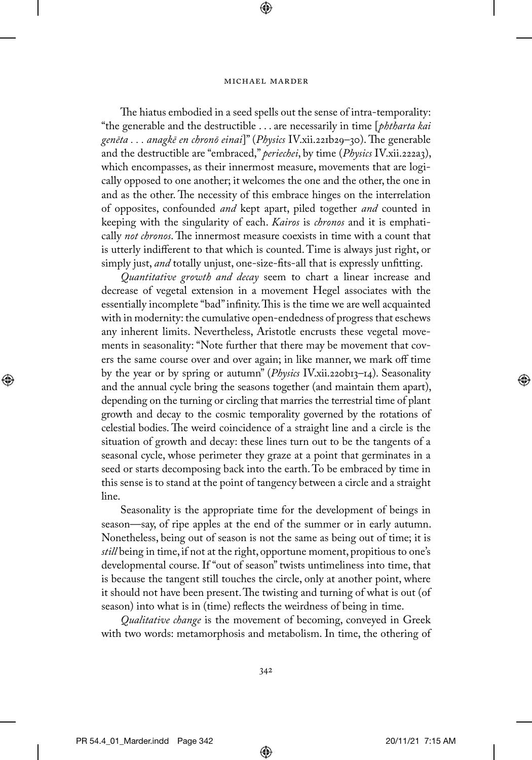The hiatus embodied in a seed spells out the sense of intra-temporality: "the generable and the destructible . . . are necessarily in time [*phtharta kai genēta . . . anagkē en chronō einai*]" (*Physics* IV.xii.221b29–30). The generable and the destructible are "embraced," *periechei*, by time (*Physics* IV.xii.222a3), which encompasses, as their innermost measure, movements that are logically opposed to one another; it welcomes the one and the other, the one in and as the other. The necessity of this embrace hinges on the interrelation of opposites, confounded *and* kept apart, piled together *and* counted in keeping with the singularity of each. *Kairos* is *chronos* and it is emphatically *not chronos*. The innermost measure coexists in time with a count that is utterly indifferent to that which is counted. Time is always just right, or simply just, *and* totally unjust, one-size-fits-all that is expressly unfitting.

*Quantitative growth and decay* seem to chart a linear increase and decrease of vegetal extension in a movement Hegel associates with the essentially incomplete "bad" infinity. This is the time we are well acquainted with in modernity: the cumulative open-endedness of progress that eschews any inherent limits. Nevertheless, Aristotle encrusts these vegetal movements in seasonality: "Note further that there may be movement that covers the same course over and over again; in like manner, we mark off time by the year or by spring or autumn" (*Physics* IV.xii.220b13–14). Seasonality and the annual cycle bring the seasons together (and maintain them apart), depending on the turning or circling that marries the terrestrial time of plant growth and decay to the cosmic temporality governed by the rotations of celestial bodies. The weird coincidence of a straight line and a circle is the situation of growth and decay: these lines turn out to be the tangents of a seasonal cycle, whose perimeter they graze at a point that germinates in a seed or starts decomposing back into the earth. To be embraced by time in this sense is to stand at the point of tangency between a circle and a straight line.

Seasonality is the appropriate time for the development of beings in season—say, of ripe apples at the end of the summer or in early autumn. Nonetheless, being out of season is not the same as being out of time; it is *still* being in time, if not at the right, opportune moment, propitious to one's developmental course. If "out of season" twists untimeliness into time, that is because the tangent still touches the circle, only at another point, where it should not have been present. The twisting and turning of what is out (of season) into what is in (time) reflects the weirdness of being in time.

*Qualitative change* is the movement of becoming, conveyed in Greek with two words: metamorphosis and metabolism. In time, the othering of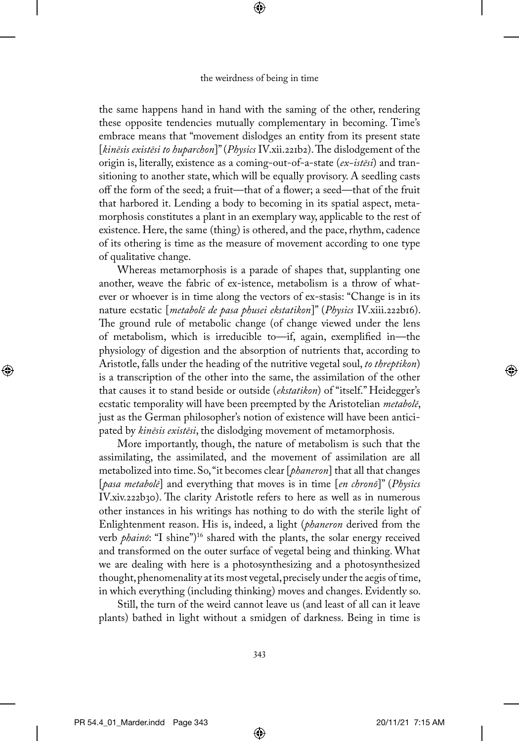the same happens hand in hand with the saming of the other, rendering these opposite tendencies mutually complementary in becoming. Time's embrace means that "movement dislodges an entity from its present state [*kinēsis existēsi to huparchon*]" (*Physics* IV.xii.221b2). The dislodgement of the origin is, literally, existence as a coming-out-of-a-state (*ex-istēsi*) and transitioning to another state, which will be equally provisory. A seedling casts off the form of the seed; a fruit—that of a flower; a seed—that of the fruit that harbored it. Lending a body to becoming in its spatial aspect, metamorphosis constitutes a plant in an exemplary way, applicable to the rest of existence. Here, the same (thing) is othered, and the pace, rhythm, cadence of its othering is time as the measure of movement according to one type of qualitative change.

Whereas metamorphosis is a parade of shapes that, supplanting one another, weave the fabric of ex-istence, metabolism is a throw of whatever or whoever is in time along the vectors of ex-stasis: "Change is in its nature ecstatic [*metabolē de pasa phusei ekstatikon*]" (*Physics* IV.xiii.222b16). The ground rule of metabolic change (of change viewed under the lens of metabolism, which is irreducible to—if, again, exemplified in—the physiology of digestion and the absorption of nutrients that, according to Aristotle, falls under the heading of the nutritive vegetal soul, *to threptikon*) is a transcription of the other into the same, the assimilation of the other that causes it to stand beside or outside (*ekstatikon*) of "itself." Heidegger's ecstatic temporality will have been preempted by the Aristotelian *metabolē*, just as the German philosopher's notion of existence will have been anticipated by *kinēsis existēsi*, the dislodging movement of metamorphosis.

More importantly, though, the nature of metabolism is such that the assimilating, the assimilated, and the movement of assimilation are all metabolized into time. So, "it becomes clear [*phaneron*] that all that changes [*pasa metabolē*] and everything that moves is in time [*en chronō*]" (*Physics* IV.xiv.222b30). The clarity Aristotle refers to here as well as in numerous other instances in his writings has nothing to do with the sterile light of Enlightenment reason. His is, indeed, a light (*phaneron* derived from the verb *phainō*: "I shine")[16] shared with the plants, the solar energy received and transformed on the outer surface of vegetal being and thinking. What we are dealing with here is a photosynthesizing and a photosynthesized thought, phenomenality at its most vegetal, precisely under the aegis of time, in which everything (including thinking) moves and changes. Evidently so.

Still, the turn of the weird cannot leave us (and least of all can it leave plants) bathed in light without a smidgen of darkness. Being in time is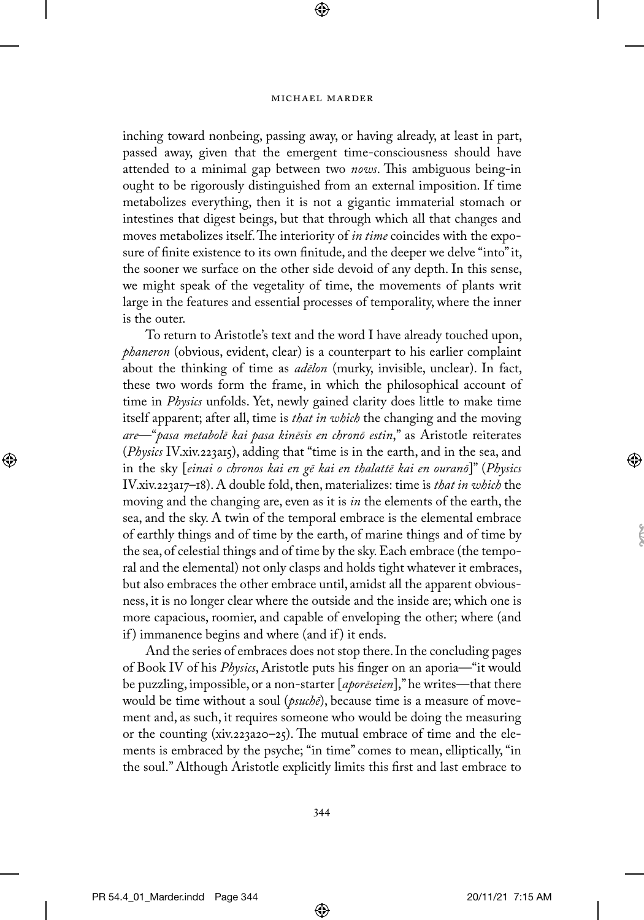inching toward nonbeing, passing away, or having already, at least in part, passed away, given that the emergent time-consciousness should have attended to a minimal gap between two *nows*. This ambiguous being-in ought to be rigorously distinguished from an external imposition. If time metabolizes everything, then it is not a gigantic immaterial stomach or intestines that digest beings, but that through which all that changes and moves metabolizes itself. The interiority of *in time* coincides with the exposure of finite existence to its own finitude, and the deeper we delve "into" it, the sooner we surface on the other side devoid of any depth. In this sense, we might speak of the vegetality of time, the movements of plants writ large in the features and essential processes of temporality, where the inner is the outer.

To return to Aristotle's text and the word I have already touched upon, *phaneron* (obvious, evident, clear) is a counterpart to his earlier complaint about the thinking of time as *adēlon* (murky, invisible, unclear). In fact, these two words form the frame, in which the philosophical account of time in *Physics* unfolds. Yet, newly gained clarity does little to make time itself apparent; after all, time is *that in which* the changing and the moving *are*—"*pasa metabolē kai pasa kinēsis en chronō estin*," as Aristotle reiterates (*Physics* IV.xiv.223a15), adding that "time is in the earth, and in the sea, and in the sky [*einai o chronos kai en gē kai en thalattē kai en ouranō*]" (*Physics* IV.xiv.223a17–18). A double fold, then, materializes: time is *that in which* the moving and the changing are, even as it is *in* the elements of the earth, the sea, and the sky. A twin of the temporal embrace is the elemental embrace of earthly things and of time by the earth, of marine things and of time by the sea, of celestial things and of time by the sky. Each embrace (the temporal and the elemental) not only clasps and holds tight whatever it embraces, but also embraces the other embrace until, amidst all the apparent obviousness, it is no longer clear where the outside and the inside are; which one is more capacious, roomier, and capable of enveloping the other; where (and if) immanence begins and where (and if) it ends.

And the series of embraces does not stop there. In the concluding pages of Book IV of his *Physics*, Aristotle puts his finger on an aporia—"it would be puzzling, impossible, or a non-starter [*aporēseien*]," he writes—that there would be time without a soul (*psuchē*), because time is a measure of movement and, as such, it requires someone who would be doing the measuring or the counting (xiv.223a20–25). The mutual embrace of time and the elements is embraced by the psyche; "in time" comes to mean, elliptically, "in the soul." Although Aristotle explicitly limits this first and last embrace to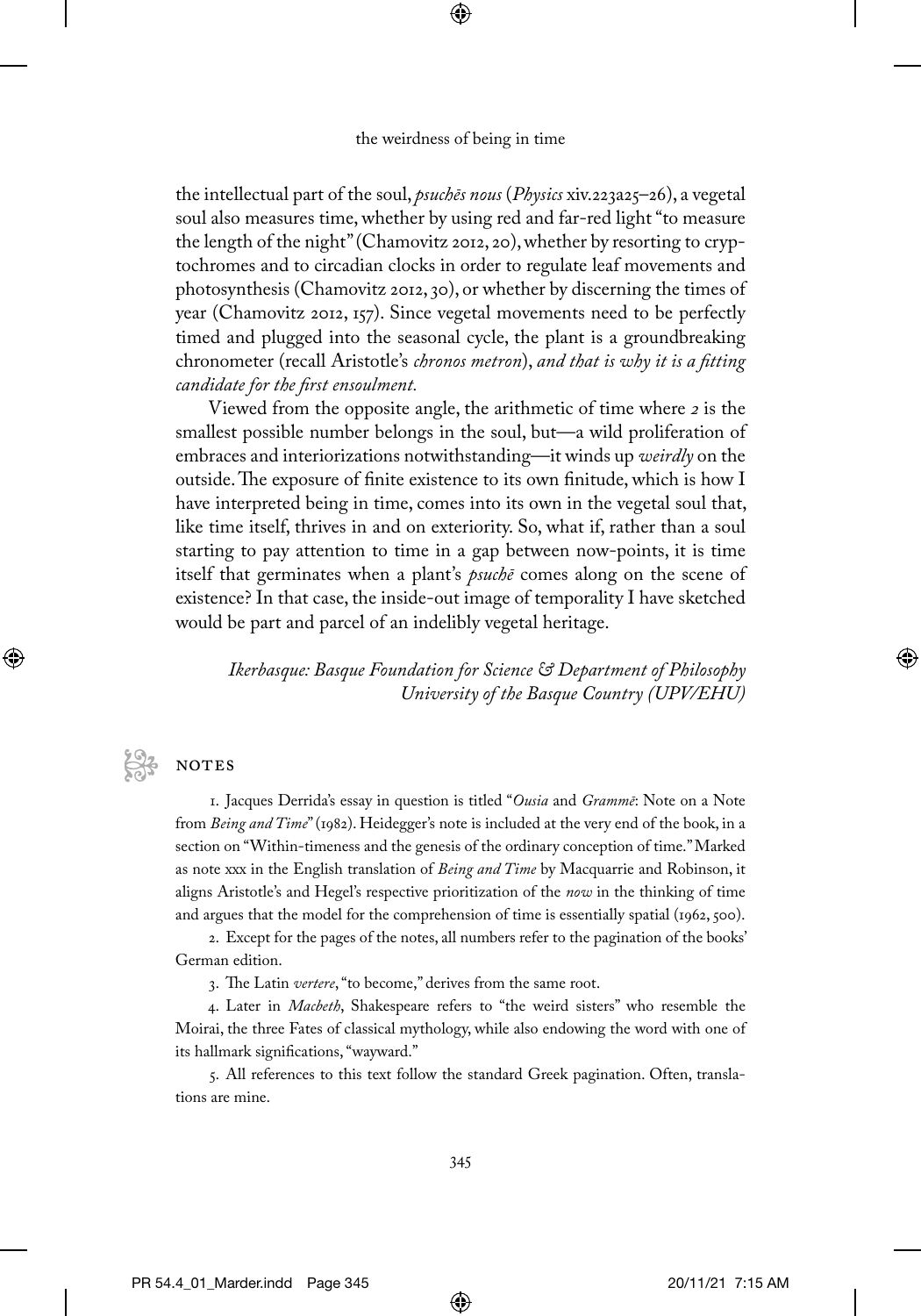the intellectual part of the soul, *psuchēs nous* (*Physics* xiv.223a25–26), a vegetal soul also measures time, whether by using red and far-red light "to measure the length of the night" (Chamovitz 2012, 20), whether by resorting to cryptochromes and to circadian clocks in order to regulate leaf movements and photosynthesis (Chamovitz 2012, 30), or whether by discerning the times of year (Chamovitz 2012, 157). Since vegetal movements need to be perfectly timed and plugged into the seasonal cycle, the plant is a groundbreaking chronometer (recall Aristotle's *chronos metron*), *and that is why it is a fitting candidate for the first ensoulment.*

Viewed from the opposite angle, the arithmetic of time where *2* is the smallest possible number belongs in the soul, but—a wild proliferation of embraces and interiorizations notwithstanding—it winds up *weirdly* on the outside. The exposure of finite existence to its own finitude, which is how I have interpreted being in time, comes into its own in the vegetal soul that, like time itself, thrives in and on exteriority. So, what if, rather than a soul starting to pay attention to time in a gap between now-points, it is time itself that germinates when a plant's *psuchē* comes along on the scene of existence? In that case, the inside-out image of temporality I have sketched would be part and parcel of an indelibly vegetal heritage.

*Ikerbasque: Basque Foundation for Science & Department of Philosophy*
*University of the Basque Country (UPV/EHU)*

## NOTES

1. Jacques Derrida's essay in question is titled "*Ousia* and *Grammē*: Note on a Note from *Being and Time*" (1982). Heidegger's note is included at the very end of the book, in a section on "Within-timeness and the genesis of the ordinary conception of time." Marked as note xxx in the English translation of *Being and Time* by Macquarrie and Robinson, it aligns Aristotle's and Hegel's respective prioritization of the *now* in the thinking of time and argues that the model for the comprehension of time is essentially spatial (1962, 500).

2. Except for the pages of the notes, all numbers refer to the pagination of the books' German edition.

3. The Latin *vertere*, "to become," derives from the same root.

4. Later in *Macbeth*, Shakespeare refers to "the weird sisters" who resemble the Moirai, the three Fates of classical mythology, while also endowing the word with one of its hallmark significations, "wayward."

5. All references to this text follow the standard Greek pagination. Often, translations are mine.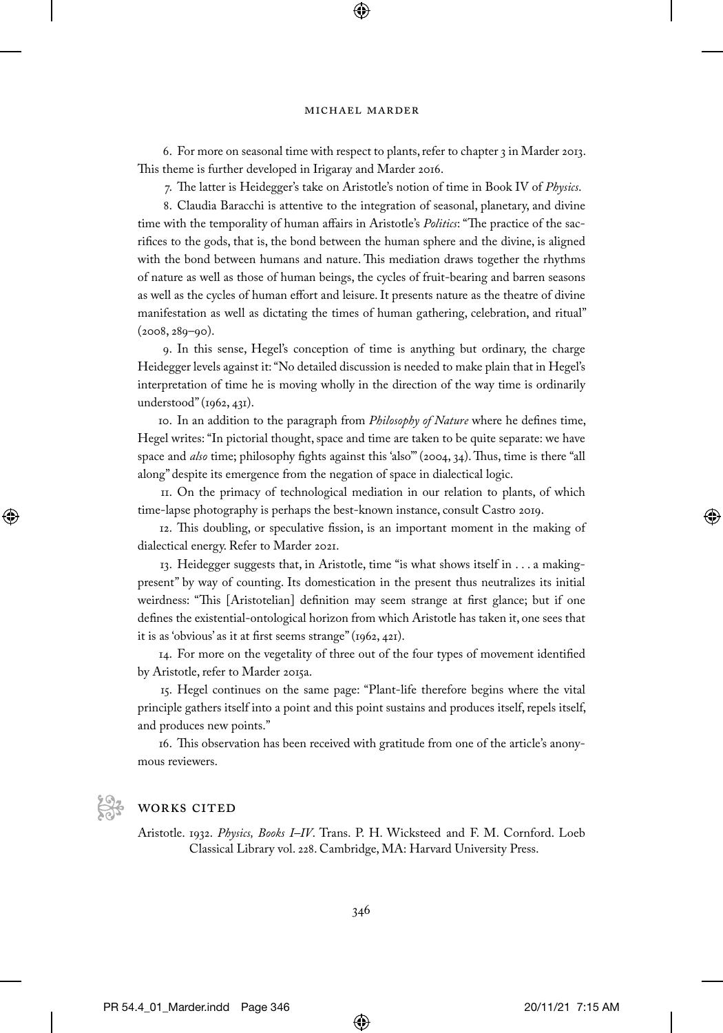6. For more on seasonal time with respect to plants, refer to chapter 3 in Marder 2013. This theme is further developed in Irigaray and Marder 2016.

7. The latter is Heidegger's take on Aristotle's notion of time in Book IV of *Physics*.

8. Claudia Baracchi is attentive to the integration of seasonal, planetary, and divine time with the temporality of human affairs in Aristotle's *Politics*: "The practice of the sacrifices to the gods, that is, the bond between the human sphere and the divine, is aligned with the bond between humans and nature. This mediation draws together the rhythms of nature as well as those of human beings, the cycles of fruit-bearing and barren seasons as well as the cycles of human effort and leisure. It presents nature as the theatre of divine manifestation as well as dictating the times of human gathering, celebration, and ritual" (2008, 289–90).

9. In this sense, Hegel's conception of time is anything but ordinary, the charge Heidegger levels against it: "No detailed discussion is needed to make plain that in Hegel's interpretation of time he is moving wholly in the direction of the way time is ordinarily understood" (1962, 431).

10. In an addition to the paragraph from *Philosophy of Nature* where he defines time, Hegel writes: "In pictorial thought, space and time are taken to be quite separate: we have space and *also* time; philosophy fights against this 'also'" (2004, 34). Thus, time is there "all along" despite its emergence from the negation of space in dialectical logic.

11. On the primacy of technological mediation in our relation to plants, of which time-lapse photography is perhaps the best-known instance, consult Castro 2019.

12. This doubling, or speculative fission, is an important moment in the making of dialectical energy. Refer to Marder 2021.

13. Heidegger suggests that, in Aristotle, time "is what shows itself in . . . a making-present" by way of counting. Its domestication in the present thus neutralizes its initial weirdness: "This [Aristotelian] definition may seem strange at first glance; but if one defines the existential-ontological horizon from which Aristotle has taken it, one sees that it is as 'obvious' as it at first seems strange" (1962, 421).

14. For more on the vegetality of three out of the four types of movement identified by Aristotle, refer to Marder 2015a.

15. Hegel continues on the same page: "Plant-life therefore begins where the vital principle gathers itself into a point and this point sustains and produces itself, repels itself, and produces new points."

16. This observation has been received with gratitude from one of the article's anonymous reviewers.

## WORKS CITED

Aristotle. 1932. *Physics, Books I–IV*. Trans. P. H. Wicksteed and F. M. Cornford. Loeb Classical Library vol. 228. Cambridge, MA: Harvard University Press.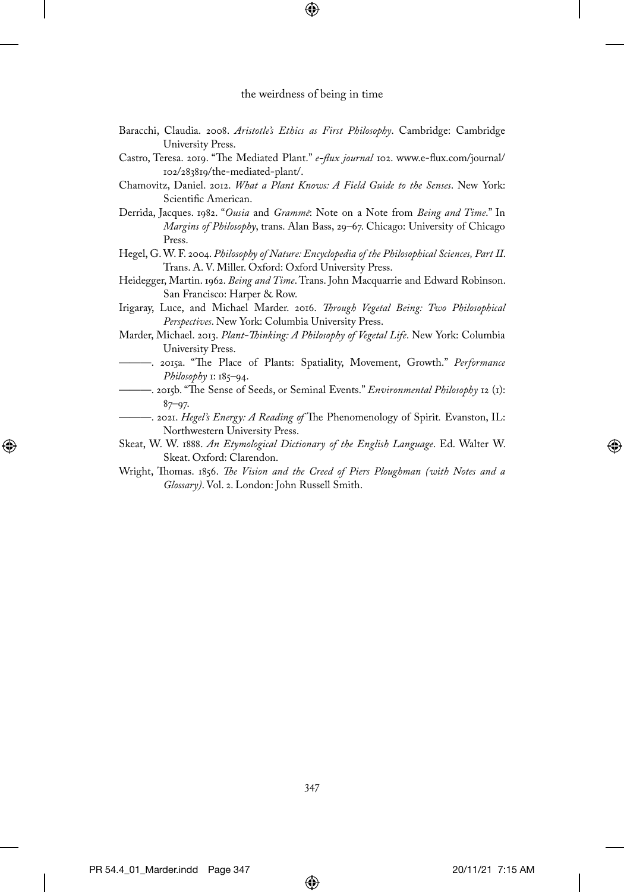Baracchi, Claudia. 2008. *Aristotle's Ethics as First Philosophy*. Cambridge: Cambridge University Press.

Castro, Teresa. 2019. "The Mediated Plant." *e-flux journal* 102. www.e-flux.com/journal/102/283819/the-mediated-plant/.

Chamovitz, Daniel. 2012. *What a Plant Knows: A Field Guide to the Senses*. New York: Scientific American.

Derrida, Jacques. 1982. "*Ousia* and *Grammē*: Note on a Note from *Being and Time*." In *Margins of Philosophy*, trans. Alan Bass, 29–67. Chicago: University of Chicago Press.

Hegel, G. W. F. 2004. *Philosophy of Nature: Encyclopedia of the Philosophical Sciences, Part II*. Trans. A. V. Miller. Oxford: Oxford University Press.

Heidegger, Martin. 1962. *Being and Time*. Trans. John Macquarrie and Edward Robinson. San Francisco: Harper & Row.

Irigaray, Luce, and Michael Marder. 2016. *Through Vegetal Being: Two Philosophical Perspectives*. New York: Columbia University Press.

Marder, Michael. 2013. *Plant-Thinking: A Philosophy of Vegetal Life*. New York: Columbia University Press.

———. 2015a. "The Place of Plants: Spatiality, Movement, Growth." *Performance Philosophy* 1: 185–94.

———. 2015b. "The Sense of Seeds, or Seminal Events." *Environmental Philosophy* 12 (1): 87–97.

———. 2021. *Hegel's Energy: A Reading of* The Phenomenology of Spirit. Evanston, IL: Northwestern University Press.

Skeat, W. W. 1888. *An Etymological Dictionary of the English Language*. Ed. Walter W. Skeat. Oxford: Clarendon.

Wright, Thomas. 1856. *The Vision and the Creed of Piers Ploughman (with Notes and a Glossary)*. Vol. 2. London: John Russell Smith.